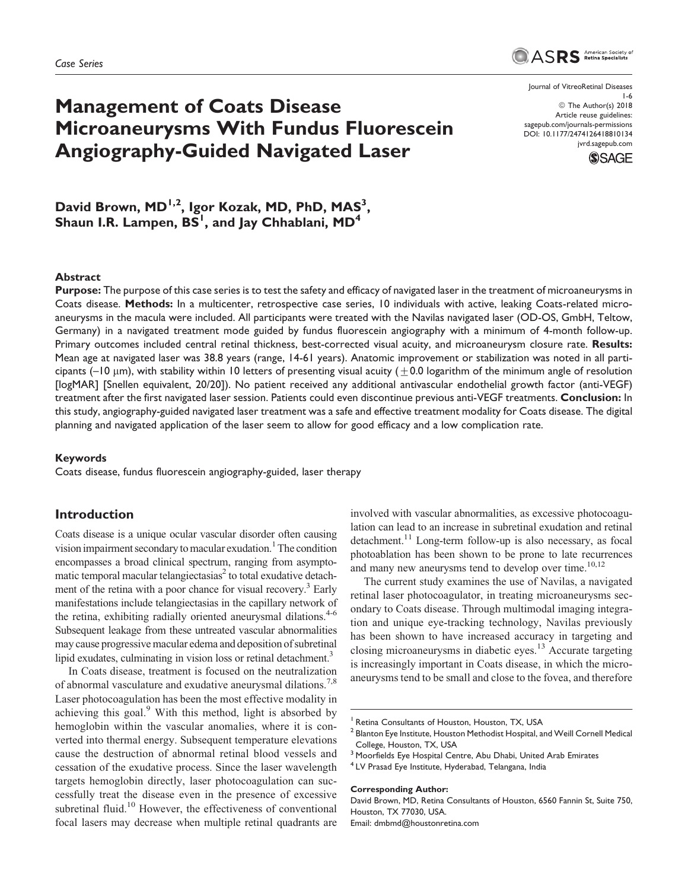Case Series

# Management of Coats Disease Microaneurysms With Fundus Fluorescein Angiography-Guided Navigated Laser

Journal of VitreoRetinal Diseases
1-6
© The Author(s) 2018
Article reuse guidelines:
sagepub.com/journals-permissions
DOI: 10.1177/2474126418810134
jvrd.sagepub.com

**David Brown, MD[1,2], Igor Kozak, MD, PhD, MAS[3], Shaun I.R. Lampen, BS[1], and Jay Chhablani, MD[4]**

## Abstract

**Purpose:** The purpose of this case series is to test the safety and efficacy of navigated laser in the treatment of microaneurysms in Coats disease. **Methods:** In a multicenter, retrospective case series, 10 individuals with active, leaking Coats-related microaneurysms in the macula were included. All participants were treated with the Navilas navigated laser (OD-OS, GmbH, Teltow, Germany) in a navigated treatment mode guided by fundus fluorescein angiography with a minimum of 4-month follow-up. Primary outcomes included central retinal thickness, best-corrected visual acuity, and microaneurysm closure rate. **Results:** Mean age at navigated laser was 38.8 years (range, 14-61 years). Anatomic improvement or stabilization was noted in all participants (–10 μm), with stability within 10 letters of presenting visual acuity (±0.0 logarithm of the minimum angle of resolution [logMAR] [Snellen equivalent, 20/20]). No patient received any additional antivascular endothelial growth factor (anti-VEGF) treatment after the first navigated laser session. Patients could even discontinue previous anti-VEGF treatments. **Conclusion:** In this study, angiography-guided navigated laser treatment was a safe and effective treatment modality for Coats disease. The digital planning and navigated application of the laser seem to allow for good efficacy and a low complication rate.

### Keywords

Coats disease, fundus fluorescein angiography-guided, laser therapy

## Introduction

Coats disease is a unique ocular vascular disorder often causing vision impairment secondary to macular exudation.[1] The condition encompasses a broad clinical spectrum, ranging from asymptomatic temporal macular telangiectasias[2] to total exudative detachment of the retina with a poor chance for visual recovery.[3] Early manifestations include telangiectasias in the capillary network of the retina, exhibiting radially oriented aneurysmal dilations.[4-6] Subsequent leakage from these untreated vascular abnormalities may cause progressive macular edema and deposition of subretinal lipid exudates, culminating in vision loss or retinal detachment.[3]

In Coats disease, treatment is focused on the neutralization of abnormal vasculature and exudative aneurysmal dilations.[7,8] Laser photocoagulation has been the most effective modality in achieving this goal.[9] With this method, light is absorbed by hemoglobin within the vascular anomalies, where it is converted into thermal energy. Subsequent temperature elevations cause the destruction of abnormal retinal blood vessels and cessation of the exudative process. Since the laser wavelength targets hemoglobin directly, laser photocoagulation can successfully treat the disease even in the presence of excessive subretinal fluid.[10] However, the effectiveness of conventional focal lasers may decrease when multiple retinal quadrants are involved with vascular abnormalities, as excessive photocoagulation can lead to an increase in subretinal exudation and retinal detachment.[11] Long-term follow-up is also necessary, as focal photoablation has been shown to be prone to late recurrences and many new aneurysms tend to develop over time.[10,12]

The current study examines the use of Navilas, a navigated retinal laser photocoagulator, in treating microaneurysms secondary to Coats disease. Through multimodal imaging integration and unique eye-tracking technology, Navilas previously has been shown to have increased accuracy in targeting and closing microaneurysms in diabetic eyes.[13] Accurate targeting is increasingly important in Coats disease, in which the microaneurysms tend to be small and close to the fovea, and therefore

[1] Retina Consultants of Houston, Houston, TX, USA
[2] Blanton Eye Institute, Houston Methodist Hospital, and Weill Cornell Medical College, Houston, TX, USA
[3] Moorfields Eye Hospital Centre, Abu Dhabi, United Arab Emirates
[4] LV Prasad Eye Institute, Hyderabad, Telangana, India

**Corresponding Author:**
David Brown, MD, Retina Consultants of Houston, 6560 Fannin St, Suite 750, Houston, TX 77030, USA.
Email: dmbmd@houstonretina.com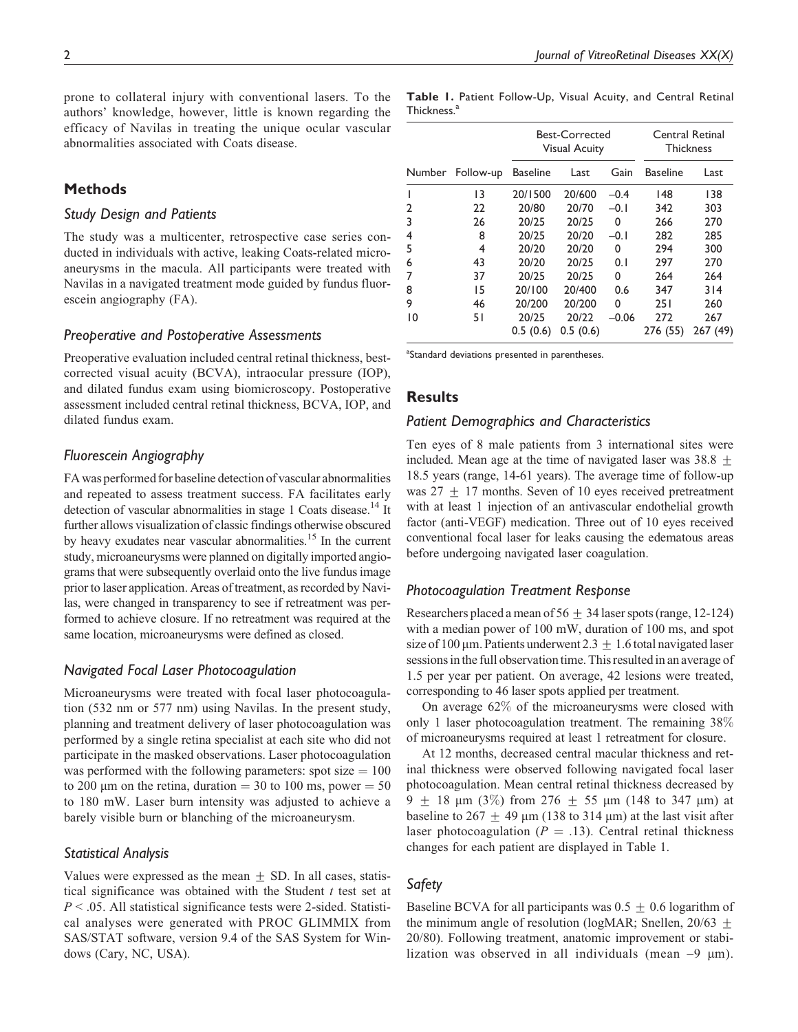prone to collateral injury with conventional lasers. To the authors' knowledge, however, little is known regarding the efficacy of Navilas in treating the unique ocular vascular abnormalities associated with Coats disease.

## Methods

### Study Design and Patients

The study was a multicenter, retrospective case series conducted in individuals with active, leaking Coats-related microaneurysms in the macula. All participants were treated with Navilas in a navigated treatment mode guided by fundus fluorescein angiography (FA).

### Preoperative and Postoperative Assessments

Preoperative evaluation included central retinal thickness, best-corrected visual acuity (BCVA), intraocular pressure (IOP), and dilated fundus exam using biomicroscopy. Postoperative assessment included central retinal thickness, BCVA, IOP, and dilated fundus exam.

### Fluorescein Angiography

FA was performed for baseline detection of vascular abnormalities and repeated to assess treatment success. FA facilitates early detection of vascular abnormalities in stage 1 Coats disease.[14] It further allows visualization of classic findings otherwise obscured by heavy exudates near vascular abnormalities.[15] In the current study, microaneurysms were planned on digitally imported angiograms that were subsequently overlaid onto the live fundus image prior to laser application. Areas of treatment, as recorded by Navilas, were changed in transparency to see if retreatment was performed to achieve closure. If no retreatment was required at the same location, microaneurysms were defined as closed.

### Navigated Focal Laser Photocoagulation

Microaneurysms were treated with focal laser photocoagulation (532 nm or 577 nm) using Navilas. In the present study, planning and treatment delivery of laser photocoagulation was performed by a single retina specialist at each site who did not participate in the masked observations. Laser photocoagulation was performed with the following parameters: spot size = 100 to 200 μm on the retina, duration = 30 to 100 ms, power = 50 to 180 mW. Laser burn intensity was adjusted to achieve a barely visible burn or blanching of the microaneurysm.

### Statistical Analysis

Values were expressed as the mean ± SD. In all cases, statistical significance was obtained with the Student *t* test set at $P < .05$. All statistical significance tests were 2-sided. Statistical analyses were generated with PROC GLIMMIX from SAS/STAT software, version 9.4 of the SAS System for Windows (Cary, NC, USA).

**Table 1.** Patient Follow-Up, Visual Acuity, and Central Retinal Thickness.[a]

| | | Best-Corrected Visual Acuity | | | Central Retinal Thickness | |
|---|---|---|---|---|---|---|
| Number | Follow-up | Baseline | Last | Gain | Baseline | Last |
| 1 | 13 | 20/1500 | 20/600 | −0.4 | 148 | 138 |
| 2 | 22 | 20/80 | 20/70 | −0.1 | 342 | 303 |
| 3 | 26 | 20/25 | 20/25 | 0 | 266 | 270 |
| 4 | 8 | 20/25 | 20/20 | −0.1 | 282 | 285 |
| 5 | 4 | 20/20 | 20/20 | 0 | 294 | 300 |
| 6 | 43 | 20/20 | 20/25 | 0.1 | 297 | 270 |
| 7 | 37 | 20/25 | 20/25 | 0 | 264 | 264 |
| 8 | 15 | 20/100 | 20/400 | 0.6 | 347 | 314 |
| 9 | 46 | 20/200 | 20/200 | 0 | 251 | 260 |
| 10 | 51 | 20/25 | 20/22 | −0.06 | 272 | 267 |
| | | 0.5 (0.6) | 0.5 (0.6) | | 276 (55) | 267 (49) |

[a]Standard deviations presented in parentheses.

## Results

### Patient Demographics and Characteristics

Ten eyes of 8 male patients from 3 international sites were included. Mean age at the time of navigated laser was 38.8 ± 18.5 years (range, 14-61 years). The average time of follow-up was 27 ± 17 months. Seven of 10 eyes received pretreatment with at least 1 injection of an antivascular endothelial growth factor (anti-VEGF) medication. Three out of 10 eyes received conventional focal laser for leaks causing the edematous areas before undergoing navigated laser coagulation.

### Photocoagulation Treatment Response

Researchers placed a mean of 56 ± 34 laser spots (range, 12-124) with a median power of 100 mW, duration of 100 ms, and spot size of 100 μm. Patients underwent 2.3 ± 1.6 total navigated laser sessions in the full observation time. This resulted in an average of 1.5 per year per patient. On average, 42 lesions were treated, corresponding to 46 laser spots applied per treatment.

On average 62% of the microaneurysms were closed with only 1 laser photocoagulation treatment. The remaining 38% of microaneurysms required at least 1 retreatment for closure.

At 12 months, decreased central macular thickness and retinal thickness were observed following navigated focal laser photocoagulation. Mean central retinal thickness decreased by 9 ± 18 μm (3%) from 276 ± 55 μm (148 to 347 μm) at baseline to 267 ± 49 μm (138 to 314 μm) at the last visit after laser photocoagulation ($P = .13$). Central retinal thickness changes for each patient are displayed in Table 1.

### Safety

Baseline BCVA for all participants was 0.5 ± 0.6 logarithm of the minimum angle of resolution (logMAR; Snellen, 20/63 ± 20/80). Following treatment, anatomic improvement or stabilization was observed in all individuals (mean –9 μm).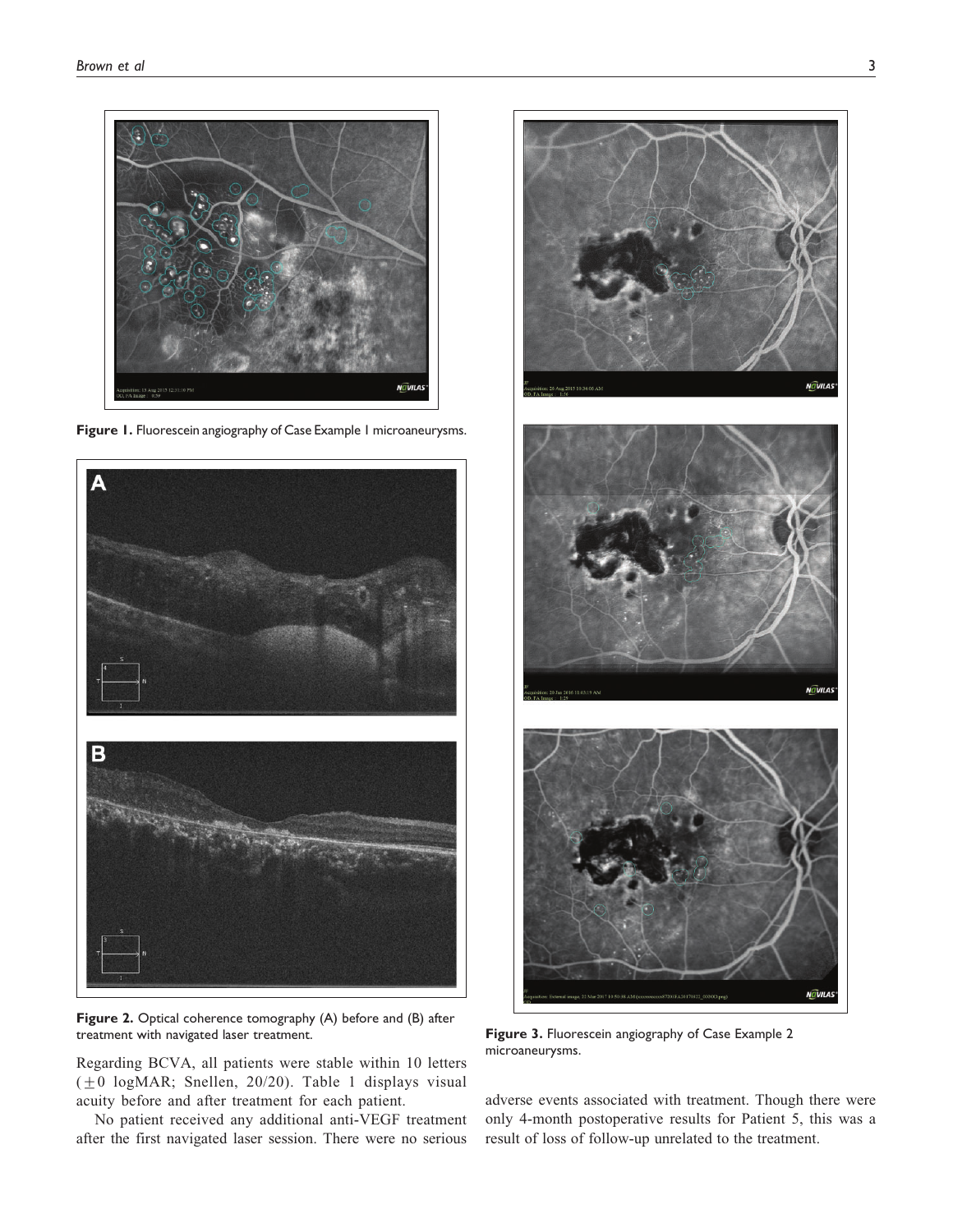Figure 1. Fluorescein angiography of Case Example 1 microaneurysms.

Figure 2. Optical coherence tomography (A) before and (B) after treatment with navigated laser treatment.

Figure 3. Fluorescein angiography of Case Example 2 microaneurysms.

Regarding BCVA, all patients were stable within 10 letters (±0 logMAR; Snellen, 20/20). Table 1 displays visual acuity before and after treatment for each patient.

No patient received any additional anti-VEGF treatment after the first navigated laser session. There were no serious adverse events associated with treatment. Though there were only 4-month postoperative results for Patient 5, this was a result of loss of follow-up unrelated to the treatment.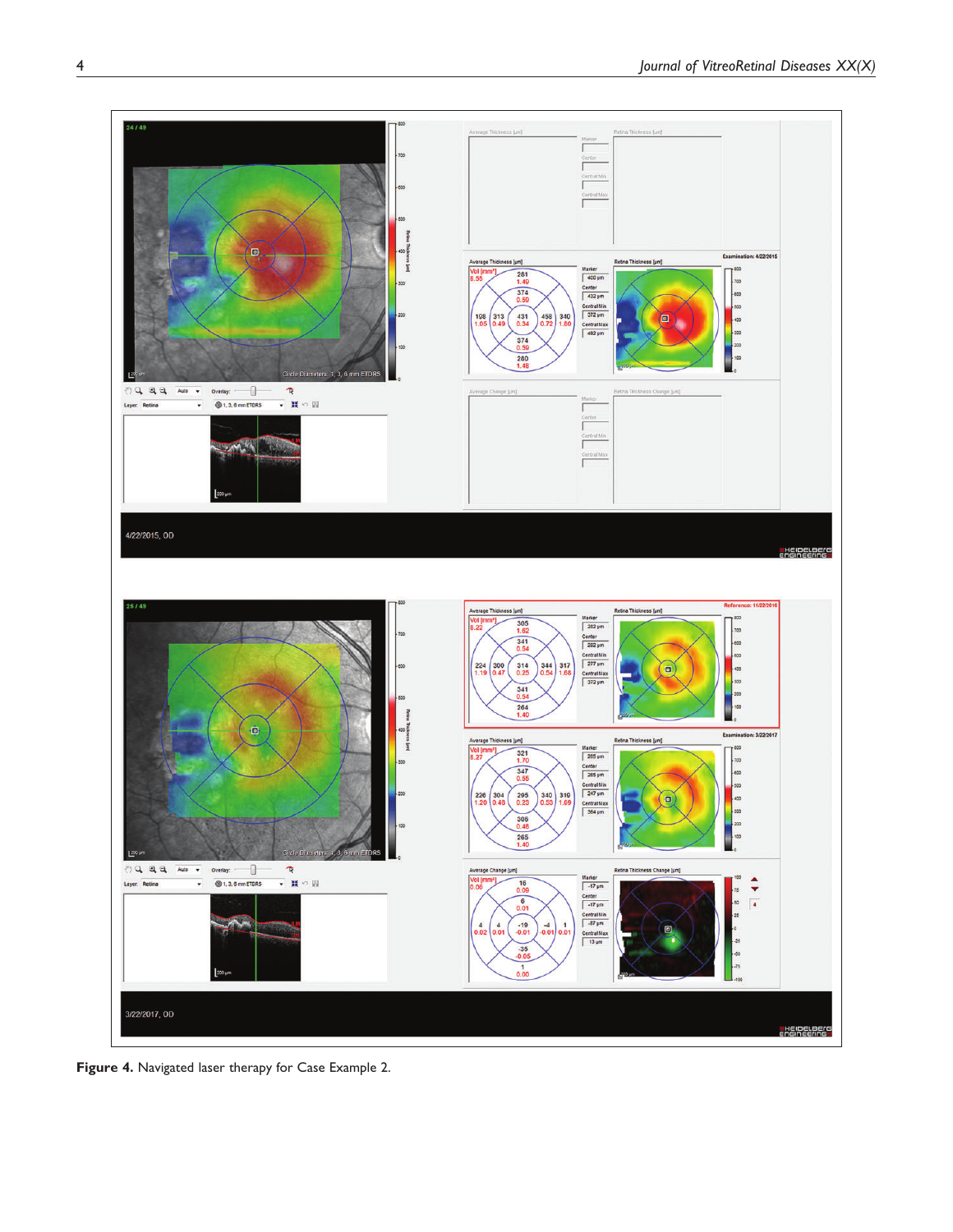**Figure 4.** Navigated laser therapy for Case Example 2.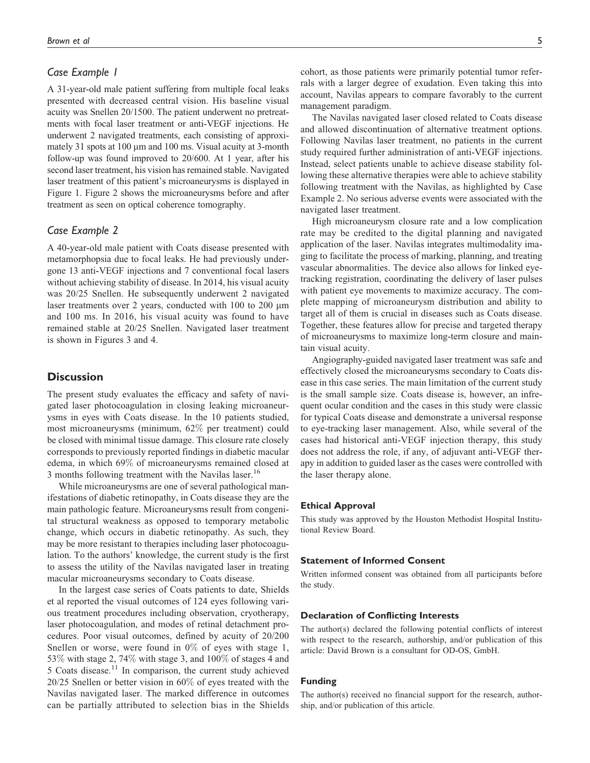### *Case Example 1*

A 31-year-old male patient suffering from multiple focal leaks presented with decreased central vision. His baseline visual acuity was Snellen 20/1500. The patient underwent no pretreatments with focal laser treatment or anti-VEGF injections. He underwent 2 navigated treatments, each consisting of approximately 31 spots at 100 μm and 100 ms. Visual acuity at 3-month follow-up was found improved to 20/600. At 1 year, after his second laser treatment, his vision has remained stable. Navigated laser treatment of this patient's microaneurysms is displayed in Figure 1. Figure 2 shows the microaneurysms before and after treatment as seen on optical coherence tomography.

### *Case Example 2*

A 40-year-old male patient with Coats disease presented with metamorphopsia due to focal leaks. He had previously undergone 13 anti-VEGF injections and 7 conventional focal lasers without achieving stability of disease. In 2014, his visual acuity was 20/25 Snellen. He subsequently underwent 2 navigated laser treatments over 2 years, conducted with 100 to 200 μm and 100 ms. In 2016, his visual acuity was found to have remained stable at 20/25 Snellen. Navigated laser treatment is shown in Figures 3 and 4.

## Discussion

The present study evaluates the efficacy and safety of navigated laser photocoagulation in closing leaking microaneurysms in eyes with Coats disease. In the 10 patients studied, most microaneurysms (minimum, 62% per treatment) could be closed with minimal tissue damage. This closure rate closely corresponds to previously reported findings in diabetic macular edema, in which 69% of microaneurysms remained closed at 3 months following treatment with the Navilas laser.[16]

While microaneurysms are one of several pathological manifestations of diabetic retinopathy, in Coats disease they are the main pathologic feature. Microaneurysms result from congenital structural weakness as opposed to temporary metabolic change, which occurs in diabetic retinopathy. As such, they may be more resistant to therapies including laser photocoagulation. To the authors' knowledge, the current study is the first to assess the utility of the Navilas navigated laser in treating macular microaneurysms secondary to Coats disease.

In the largest case series of Coats patients to date, Shields et al reported the visual outcomes of 124 eyes following various treatment procedures including observation, cryotherapy, laser photocoagulation, and modes of retinal detachment procedures. Poor visual outcomes, defined by acuity of 20/200 Snellen or worse, were found in 0% of eyes with stage 1, 53% with stage 2, 74% with stage 3, and 100% of stages 4 and 5 Coats disease.[11] In comparison, the current study achieved 20/25 Snellen or better vision in 60% of eyes treated with the Navilas navigated laser. The marked difference in outcomes can be partially attributed to selection bias in the Shields cohort, as those patients were primarily potential tumor referrals with a larger degree of exudation. Even taking this into account, Navilas appears to compare favorably to the current management paradigm.

The Navilas navigated laser closed related to Coats disease and allowed discontinuation of alternative treatment options. Following Navilas laser treatment, no patients in the current study required further administration of anti-VEGF injections. Instead, select patients unable to achieve disease stability following these alternative therapies were able to achieve stability following treatment with the Navilas, as highlighted by Case Example 2. No serious adverse events were associated with the navigated laser treatment.

High microaneurysm closure rate and a low complication rate may be credited to the digital planning and navigated application of the laser. Navilas integrates multimodality imaging to facilitate the process of marking, planning, and treating vascular abnormalities. The device also allows for linked eye-tracking registration, coordinating the delivery of laser pulses with patient eye movements to maximize accuracy. The complete mapping of microaneurysm distribution and ability to target all of them is crucial in diseases such as Coats disease. Together, these features allow for precise and targeted therapy of microaneurysms to maximize long-term closure and maintain visual acuity.

Angiography-guided navigated laser treatment was safe and effectively closed the microaneurysms secondary to Coats disease in this case series. The main limitation of the current study is the small sample size. Coats disease is, however, an infrequent ocular condition and the cases in this study were classic for typical Coats disease and demonstrate a universal response to eye-tracking laser management. Also, while several of the cases had historical anti-VEGF injection therapy, this study does not address the role, if any, of adjuvant anti-VEGF therapy in addition to guided laser as the cases were controlled with the laser therapy alone.

#### Ethical Approval

This study was approved by the Houston Methodist Hospital Institutional Review Board.

#### Statement of Informed Consent

Written informed consent was obtained from all participants before the study.

#### Declaration of Conflicting Interests

The author(s) declared the following potential conflicts of interest with respect to the research, authorship, and/or publication of this article: David Brown is a consultant for OD-OS, GmbH.

#### Funding

The author(s) received no financial support for the research, authorship, and/or publication of this article.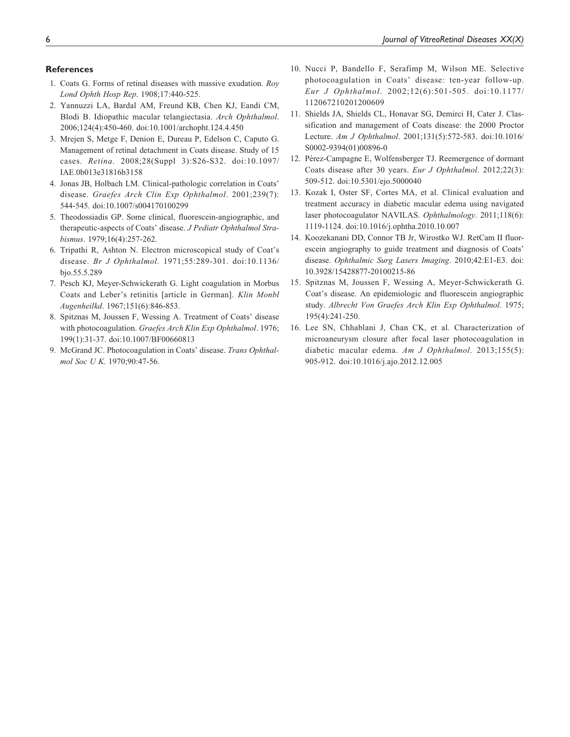## References

1. Coats G. Forms of retinal diseases with massive exudation. *Roy Lond Ophth Hosp Rep*. 1908;17:440-525.
2. Yannuzzi LA, Bardal AM, Freund KB, Chen KJ, Eandi CM, Blodi B. Idiopathic macular telangiectasia. *Arch Ophthalmol*. 2006;124(4):450-460. doi:10.1001/archopht.124.4.450
3. Mrejen S, Metge F, Denion E, Dureau P, Edelson C, Caputo G. Management of retinal detachment in Coats disease. Study of 15 cases. *Retina*. 2008;28(Suppl 3):S26-S32. doi:10.1097/IAE.0b013e31816b3158
4. Jonas JB, Holbach LM. Clinical-pathologic correlation in Coats' disease. *Graefes Arch Clin Exp Ophthalmol*. 2001;239(7):544-545. doi:10.1007/s004170100299
5. Theodossiadis GP. Some clinical, fluorescein-angiographic, and therapeutic-aspects of Coats' disease. *J Pediatr Ophthalmol Strabismus*. 1979;16(4):257-262.
6. Tripathi R, Ashton N. Electron microscopical study of Coat's disease. *Br J Ophthalmol*. 1971;55:289-301. doi:10.1136/bjo.55.5.289
7. Pesch KJ, Meyer-Schwickerath G. Light coagulation in Morbus Coats and Leber's retinitis [article in German]. *Klin Monbl Augenheilkd*. 1967;151(6):846-853.
8. Spitznas M, Joussen F, Wessing A. Treatment of Coats' disease with photocoagulation. *Graefes Arch Klin Exp Ophthalmol*. 1976;199(1):31-37. doi:10.1007/BF00660813
9. McGrand JC. Photocoagulation in Coats' disease. *Trans Ophthalmol Soc U K*. 1970;90:47-56.
10. Nucci P, Bandello F, Serafimp M, Wilson ME. Selective photocoagulation in Coats' disease: ten-year follow-up. *Eur J Ophthalmol*. 2002;12(6):501-505. doi:10.1177/112067210201200609
11. Shields JA, Shields CL, Honavar SG, Demirci H, Cater J. Classification and management of Coats disease: the 2000 Proctor Lecture. *Am J Ophthalmol*. 2001;131(5):572-583. doi:10.1016/S0002-9394(01)00896-0
12. Pérez-Campagne E, Wolfensberger TJ. Reemergence of dormant Coats disease after 30 years. *Eur J Ophthalmol*. 2012;22(3):509-512. doi:10.5301/ejo.5000040
13. Kozak I, Oster SF, Cortes MA, et al. Clinical evaluation and treatment accuracy in diabetic macular edema using navigated laser photocoagulator NAVILAS. *Ophthalmology*. 2011;118(6):1119-1124. doi:10.1016/j.ophtha.2010.10.007
14. Koozekanani DD, Connor TB Jr, Wirostko WJ. RetCam II fluorescein angiography to guide treatment and diagnosis of Coats' disease. *Ophthalmic Surg Lasers Imaging*. 2010;42:E1-E3. doi:10.3928/15428877-20100215-86
15. Spitznas M, Joussen F, Wessing A, Meyer-Schwickerath G. Coat's disease. An epidemiologic and fluorescein angiographic study. *Albrecht Von Graefes Arch Klin Exp Ophthalmol*. 1975;195(4):241-250.
16. Lee SN, Chhablani J, Chan CK, et al. Characterization of microaneurysm closure after focal laser photocoagulation in diabetic macular edema. *Am J Ophthalmol*. 2013;155(5):905-912. doi:10.1016/j.ajo.2012.12.005